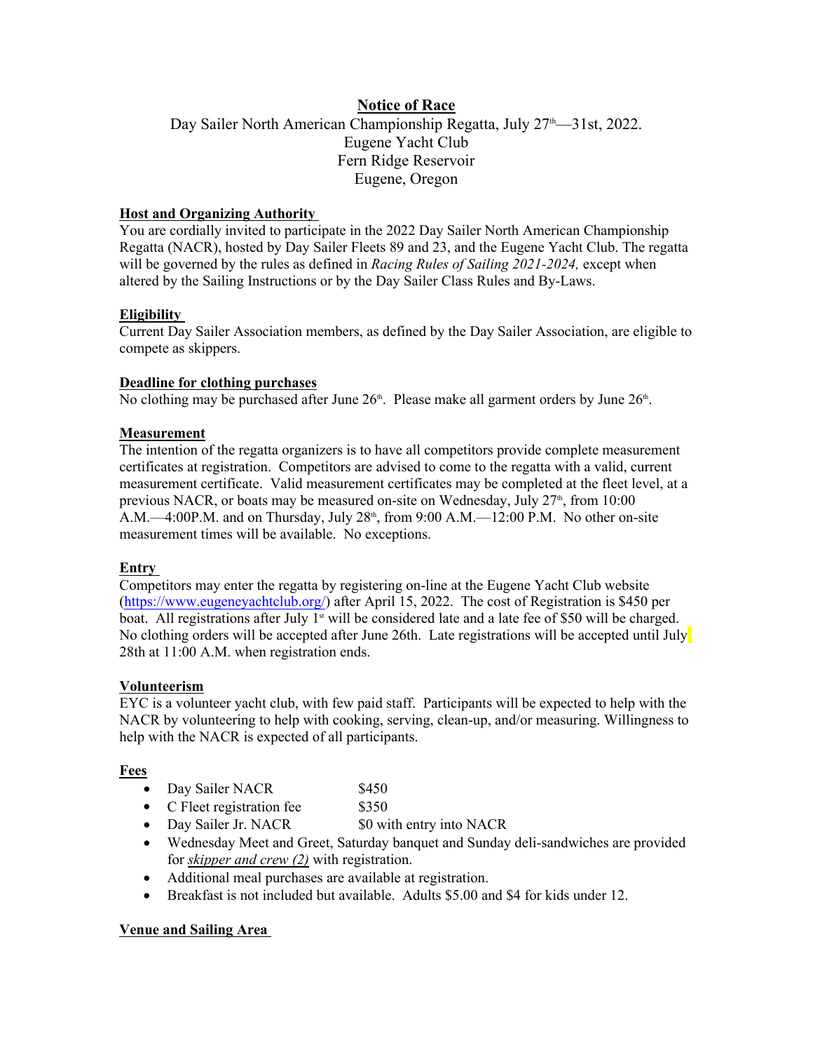# Notice of Race

Day Sailer North American Championship Regatta, July 27th—31st, 2022.
Eugene Yacht Club
Fern Ridge Reservoir
Eugene, Oregon

## Host and Organizing Authority

You are cordially invited to participate in the 2022 Day Sailer North American Championship Regatta (NACR), hosted by Day Sailer Fleets 89 and 23, and the Eugene Yacht Club. The regatta will be governed by the rules as defined in *Racing Rules of Sailing 2021-2024,* except when altered by the Sailing Instructions or by the Day Sailer Class Rules and By-Laws.

## Eligibility

Current Day Sailer Association members, as defined by the Day Sailer Association, are eligible to compete as skippers.

## Deadline for clothing purchases

No clothing may be purchased after June 26th. Please make all garment orders by June 26th.

## Measurement

The intention of the regatta organizers is to have all competitors provide complete measurement certificates at registration. Competitors are advised to come to the regatta with a valid, current measurement certificate. Valid measurement certificates may be completed at the fleet level, at a previous NACR, or boats may be measured on-site on Wednesday, July 27th, from 10:00 A.M.—4:00P.M. and on Thursday, July 28th, from 9:00 A.M.—12:00 P.M. No other on-site measurement times will be available. No exceptions.

## Entry

Competitors may enter the regatta by registering on-line at the Eugene Yacht Club website (https://www.eugeneyachtclub.org/) after April 15, 2022. The cost of Registration is $450 per boat. All registrations after July 1st will be considered late and a late fee of $50 will be charged. No clothing orders will be accepted after June 26th. Late registrations will be accepted until July 28th at 11:00 A.M. when registration ends.

## Volunteerism

EYC is a volunteer yacht club, with few paid staff. Participants will be expected to help with the NACR by volunteering to help with cooking, serving, clean-up, and/or measuring. Willingness to help with the NACR is expected of all participants.

## Fees

- Day Sailer NACR $450
- C Fleet registration fee $350
- Day Sailer Jr. NACR $0 with entry into NACR
- Wednesday Meet and Greet, Saturday banquet and Sunday deli-sandwiches are provided for ***skipper and crew (2)*** with registration.
- Additional meal purchases are available at registration.
- Breakfast is not included but available. Adults $5.00 and $4 for kids under 12.

## Venue and Sailing Area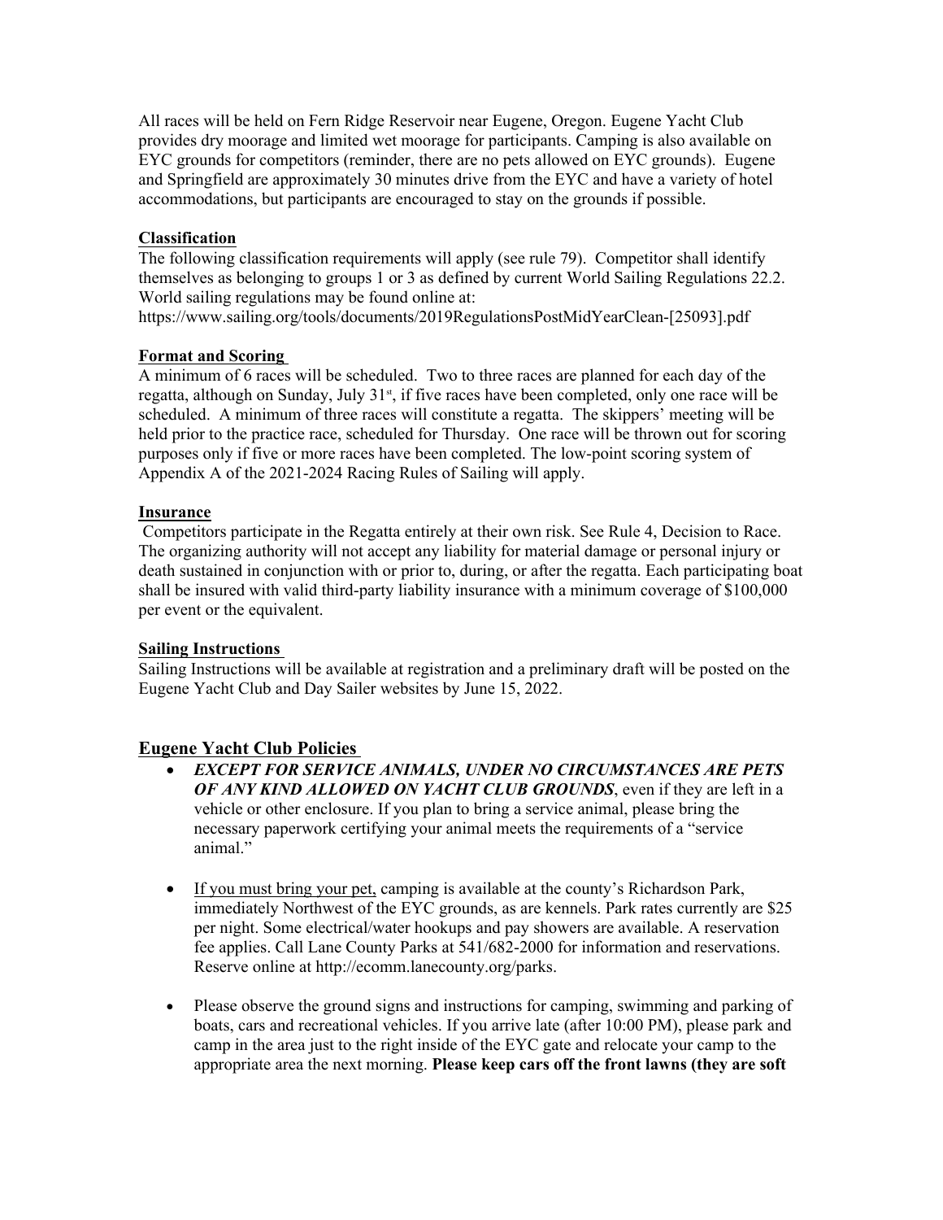All races will be held on Fern Ridge Reservoir near Eugene, Oregon. Eugene Yacht Club provides dry moorage and limited wet moorage for participants. Camping is also available on EYC grounds for competitors (reminder, there are no pets allowed on EYC grounds). Eugene and Springfield are approximately 30 minutes drive from the EYC and have a variety of hotel accommodations, but participants are encouraged to stay on the grounds if possible.

**Classification**

The following classification requirements will apply (see rule 79). Competitor shall identify themselves as belonging to groups 1 or 3 as defined by current World Sailing Regulations 22.2. World sailing regulations may be found online at:
https://www.sailing.org/tools/documents/2019RegulationsPostMidYearClean-[25093].pdf

**Format and Scoring**

A minimum of 6 races will be scheduled. Two to three races are planned for each day of the regatta, although on Sunday, July 31st, if five races have been completed, only one race will be scheduled. A minimum of three races will constitute a regatta. The skippers' meeting will be held prior to the practice race, scheduled for Thursday. One race will be thrown out for scoring purposes only if five or more races have been completed. The low-point scoring system of Appendix A of the 2021-2024 Racing Rules of Sailing will apply.

**Insurance**

Competitors participate in the Regatta entirely at their own risk. See Rule 4, Decision to Race. The organizing authority will not accept any liability for material damage or personal injury or death sustained in conjunction with or prior to, during, or after the regatta. Each participating boat shall be insured with valid third-party liability insurance with a minimum coverage of $100,000 per event or the equivalent.

**Sailing Instructions**

Sailing Instructions will be available at registration and a preliminary draft will be posted on the Eugene Yacht Club and Day Sailer websites by June 15, 2022.

## Eugene Yacht Club Policies

- ***EXCEPT FOR SERVICE ANIMALS, UNDER NO CIRCUMSTANCES ARE PETS OF ANY KIND ALLOWED ON YACHT CLUB GROUNDS***, even if they are left in a vehicle or other enclosure. If you plan to bring a service animal, please bring the necessary paperwork certifying your animal meets the requirements of a "service animal."

- If you must bring your pet, camping is available at the county's Richardson Park, immediately Northwest of the EYC grounds, as are kennels. Park rates currently are $25 per night. Some electrical/water hookups and pay showers are available. A reservation fee applies. Call Lane County Parks at 541/682-2000 for information and reservations. Reserve online at http://ecomm.lanecounty.org/parks.

- Please observe the ground signs and instructions for camping, swimming and parking of boats, cars and recreational vehicles. If you arrive late (after 10:00 PM), please park and camp in the area just to the right inside of the EYC gate and relocate your camp to the appropriate area the next morning. **Please keep cars off the front lawns (they are soft**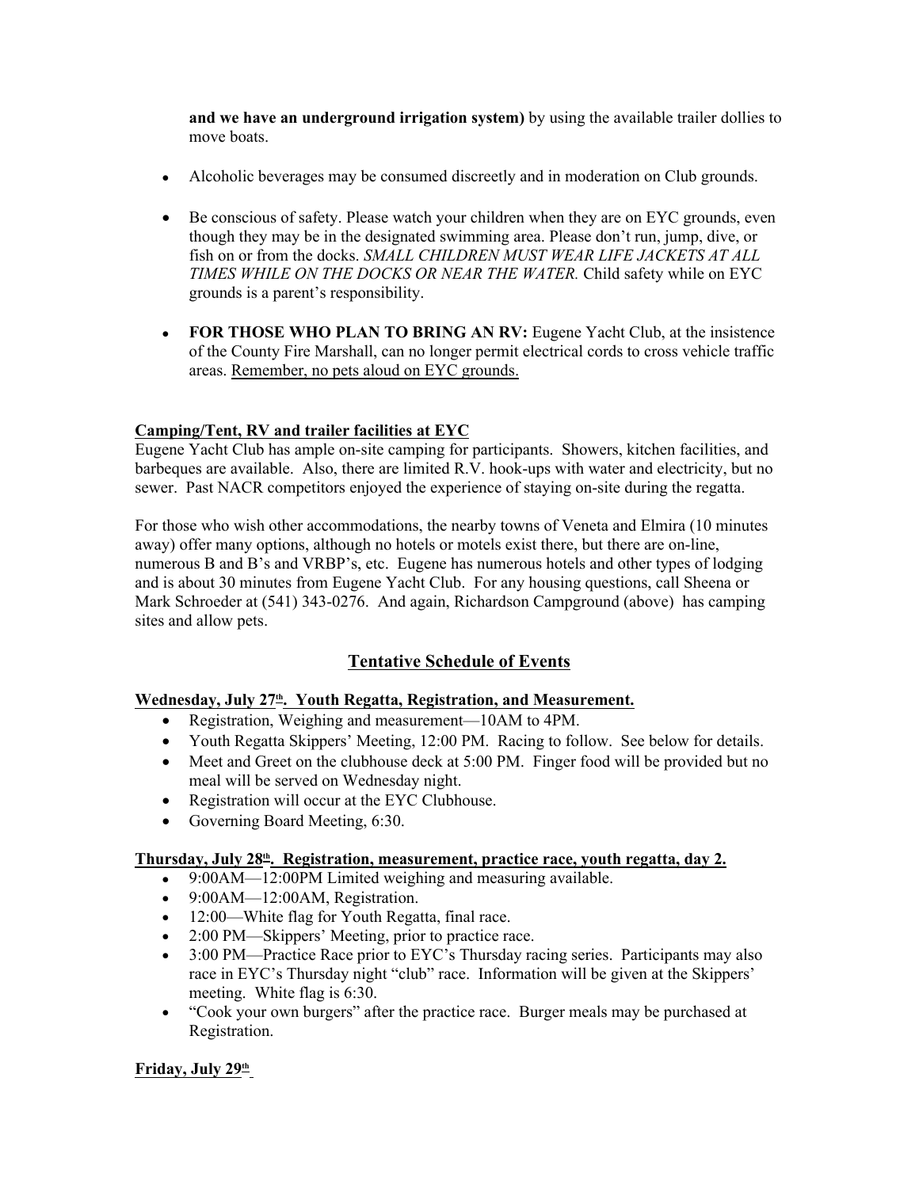**and we have an underground irrigation system)** by using the available trailer dollies to move boats.

- Alcoholic beverages may be consumed discreetly and in moderation on Club grounds.

- Be conscious of safety. Please watch your children when they are on EYC grounds, even though they may be in the designated swimming area. Please don't run, jump, dive, or fish on or from the docks. *SMALL CHILDREN MUST WEAR LIFE JACKETS AT ALL TIMES WHILE ON THE DOCKS OR NEAR THE WATER.* Child safety while on EYC grounds is a parent's responsibility.

- **FOR THOSE WHO PLAN TO BRING AN RV:** Eugene Yacht Club, at the insistence of the County Fire Marshall, can no longer permit electrical cords to cross vehicle traffic areas. <u>Remember, no pets aloud on EYC grounds.</u>

**<u>Camping/Tent, RV and trailer facilities at EYC</u>**

Eugene Yacht Club has ample on-site camping for participants. Showers, kitchen facilities, and barbeques are available. Also, there are limited R.V. hook-ups with water and electricity, but no sewer. Past NACR competitors enjoyed the experience of staying on-site during the regatta.

For those who wish other accommodations, the nearby towns of Veneta and Elmira (10 minutes away) offer many options, although no hotels or motels exist there, but there are on-line, numerous B and B's and VRBP's, etc. Eugene has numerous hotels and other types of lodging and is about 30 minutes from Eugene Yacht Club. For any housing questions, call Sheena or Mark Schroeder at (541) 343-0276. And again, Richardson Campground (above) has camping sites and allow pets.

## <u>Tentative Schedule of Events</u>

**<u>Wednesday, July 27th. Youth Regatta, Registration, and Measurement.</u>**

- Registration, Weighing and measurement—10AM to 4PM.
- Youth Regatta Skippers' Meeting, 12:00 PM. Racing to follow. See below for details.
- Meet and Greet on the clubhouse deck at 5:00 PM. Finger food will be provided but no meal will be served on Wednesday night.
- Registration will occur at the EYC Clubhouse.
- Governing Board Meeting, 6:30.

**<u>Thursday, July 28th. Registration, measurement, practice race, youth regatta, day 2.</u>**

- 9:00AM—12:00PM Limited weighing and measuring available.
- 9:00AM—12:00AM, Registration.
- 12:00—White flag for Youth Regatta, final race.
- 2:00 PM—Skippers' Meeting, prior to practice race.
- 3:00 PM—Practice Race prior to EYC's Thursday racing series. Participants may also race in EYC's Thursday night "club" race. Information will be given at the Skippers' meeting. White flag is 6:30.
- "Cook your own burgers" after the practice race. Burger meals may be purchased at Registration.

**<u>Friday, July 29th</u>**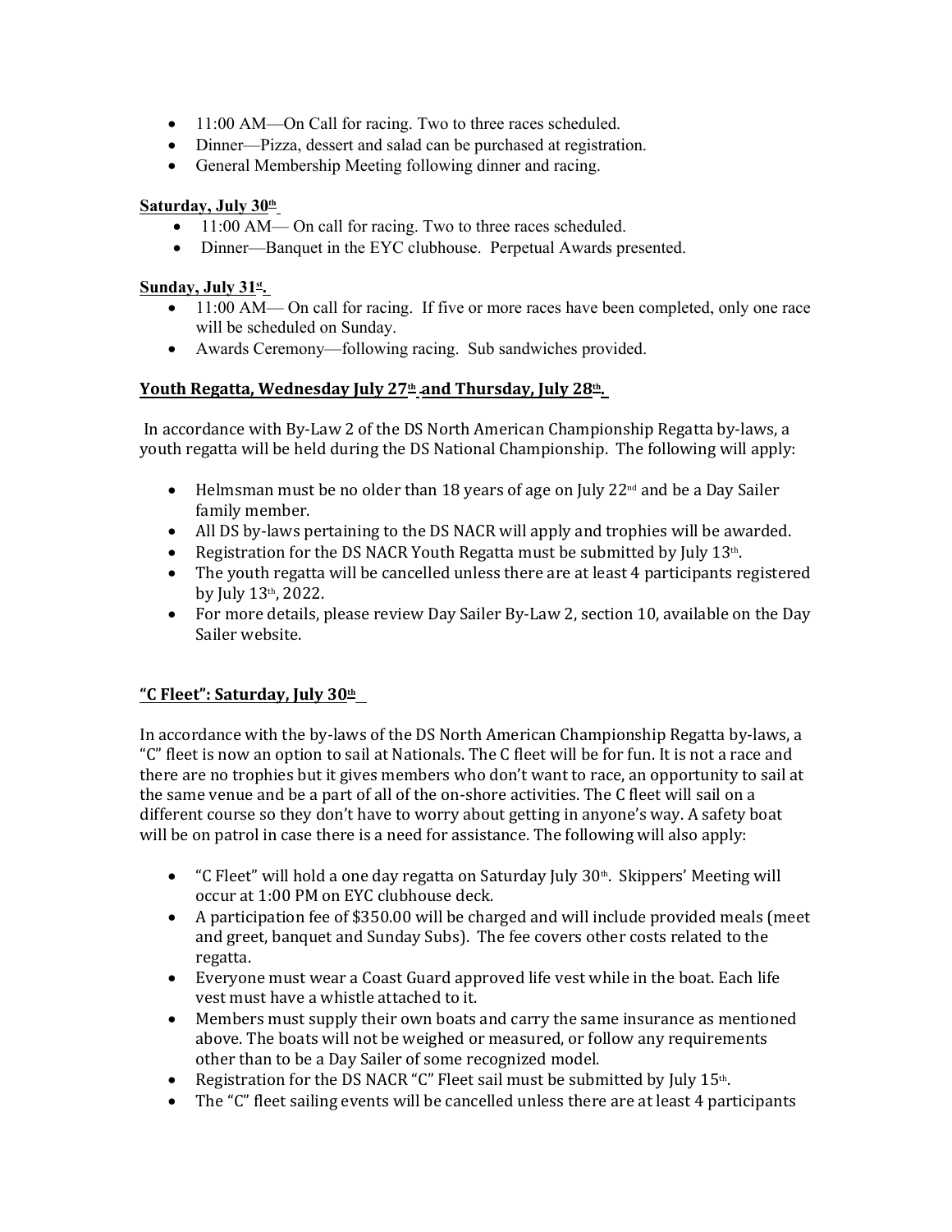- 11:00 AM—On Call for racing. Two to three races scheduled.
- Dinner—Pizza, dessert and salad can be purchased at registration.
- General Membership Meeting following dinner and racing.

**Saturday, July 30th**

- 11:00 AM— On call for racing. Two to three races scheduled.
- Dinner—Banquet in the EYC clubhouse. Perpetual Awards presented.

**Sunday, July 31st.**

- 11:00 AM— On call for racing. If five or more races have been completed, only one race will be scheduled on Sunday.
- Awards Ceremony—following racing. Sub sandwiches provided.

**Youth Regatta, Wednesday July 27th and Thursday, July 28th.**

In accordance with By-Law 2 of the DS North American Championship Regatta by-laws, a youth regatta will be held during the DS National Championship. The following will apply:

- Helmsman must be no older than 18 years of age on July 22nd and be a Day Sailer family member.
- All DS by-laws pertaining to the DS NACR will apply and trophies will be awarded.
- Registration for the DS NACR Youth Regatta must be submitted by July 13th.
- The youth regatta will be cancelled unless there are at least 4 participants registered by July 13th, 2022.
- For more details, please review Day Sailer By-Law 2, section 10, available on the Day Sailer website.

**"C Fleet": Saturday, July 30th**

In accordance with the by-laws of the DS North American Championship Regatta by-laws, a "C" fleet is now an option to sail at Nationals. The C fleet will be for fun. It is not a race and there are no trophies but it gives members who don't want to race, an opportunity to sail at the same venue and be a part of all of the on-shore activities. The C fleet will sail on a different course so they don't have to worry about getting in anyone's way. A safety boat will be on patrol in case there is a need for assistance. The following will also apply:

- "C Fleet" will hold a one day regatta on Saturday July 30th. Skippers' Meeting will occur at 1:00 PM on EYC clubhouse deck.
- A participation fee of $350.00 will be charged and will include provided meals (meet and greet, banquet and Sunday Subs). The fee covers other costs related to the regatta.
- Everyone must wear a Coast Guard approved life vest while in the boat. Each life vest must have a whistle attached to it.
- Members must supply their own boats and carry the same insurance as mentioned above. The boats will not be weighed or measured, or follow any requirements other than to be a Day Sailer of some recognized model.
- Registration for the DS NACR "C" Fleet sail must be submitted by July 15th.
- The "C" fleet sailing events will be cancelled unless there are at least 4 participants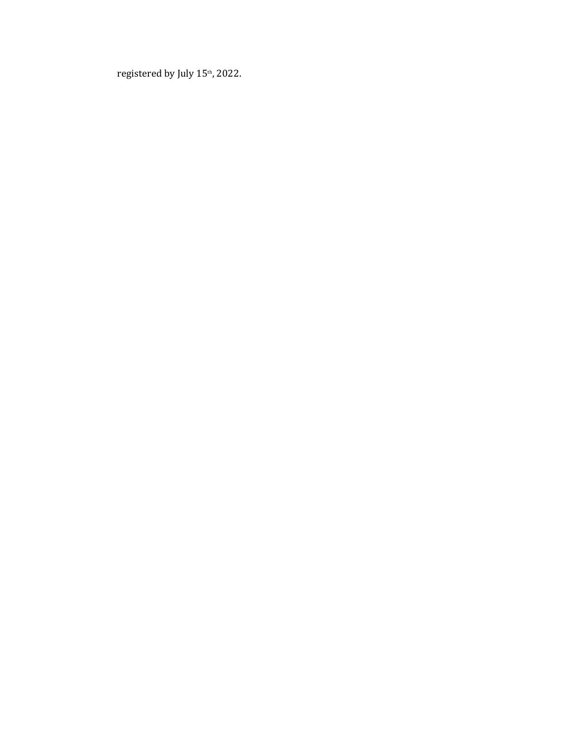registered by July 15th, 2022.